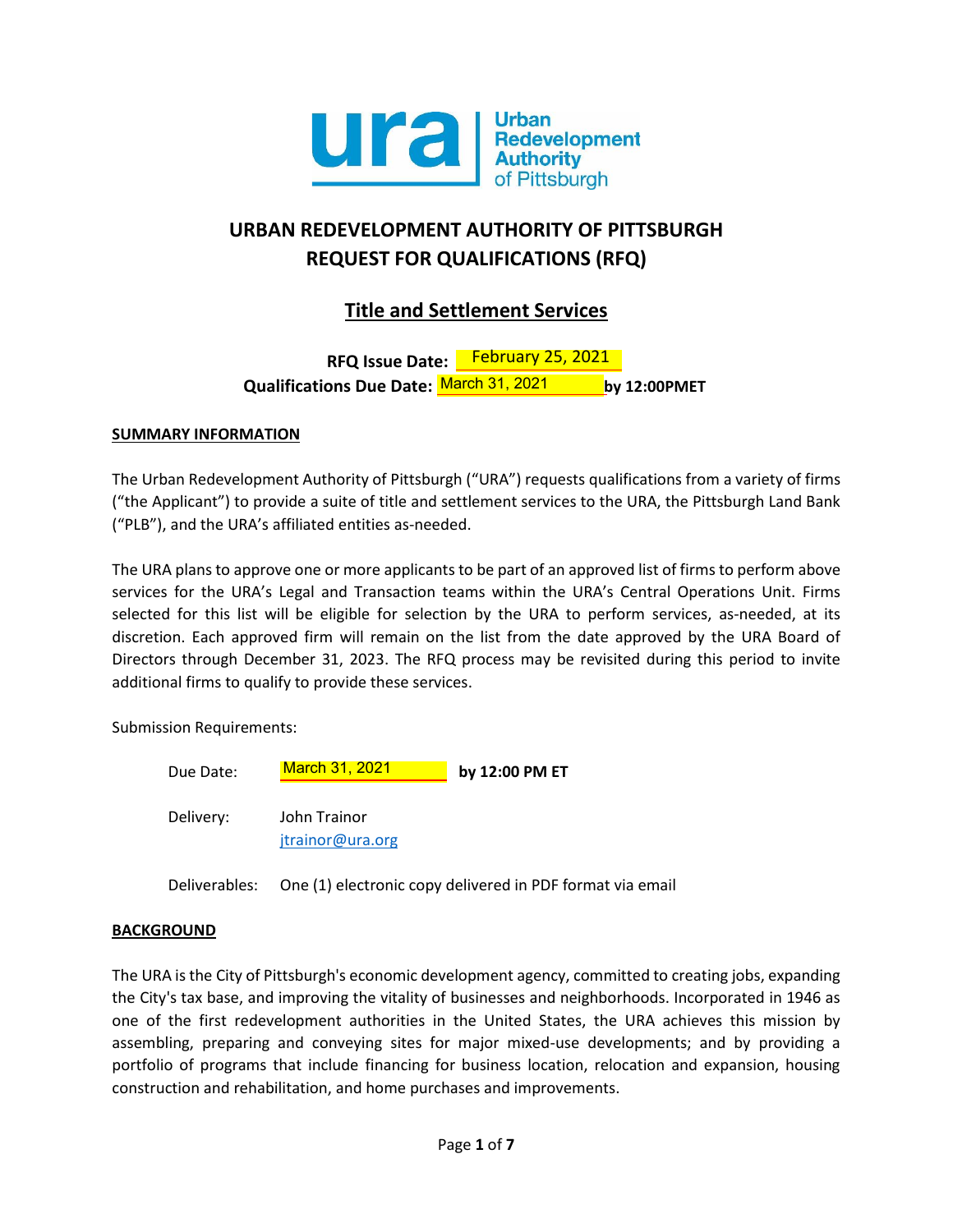# URBAN REDEVELOPMENT AUTHORITY OF PITTSBURGH
# REQUEST FOR QUALIFICATIONS (RFQ)

## Title and Settlement Services

**RFQ Issue Date:** February 25, 2021
**Qualifications Due Date:** March 31, 2021 **by 12:00PMET**

**SUMMARY INFORMATION**

The Urban Redevelopment Authority of Pittsburgh ("URA") requests qualifications from a variety of firms ("the Applicant") to provide a suite of title and settlement services to the URA, the Pittsburgh Land Bank ("PLB"), and the URA's affiliated entities as-needed.

The URA plans to approve one or more applicants to be part of an approved list of firms to perform above services for the URA's Legal and Transaction teams within the URA's Central Operations Unit. Firms selected for this list will be eligible for selection by the URA to perform services, as-needed, at its discretion. Each approved firm will remain on the list from the date approved by the URA Board of Directors through December 31, 2023. The RFQ process may be revisited during this period to invite additional firms to qualify to provide these services.

Submission Requirements:

| | |
|---|---|
| Due Date: | March 31, 2021 **by 12:00 PM ET** |
| Delivery: | John Trainor<br>jtrainor@ura.org |
| Deliverables: | One (1) electronic copy delivered in PDF format via email |

**BACKGROUND**

The URA is the City of Pittsburgh's economic development agency, committed to creating jobs, expanding the City's tax base, and improving the vitality of businesses and neighborhoods. Incorporated in 1946 as one of the first redevelopment authorities in the United States, the URA achieves this mission by assembling, preparing and conveying sites for major mixed-use developments; and by providing a portfolio of programs that include financing for business location, relocation and expansion, housing construction and rehabilitation, and home purchases and improvements.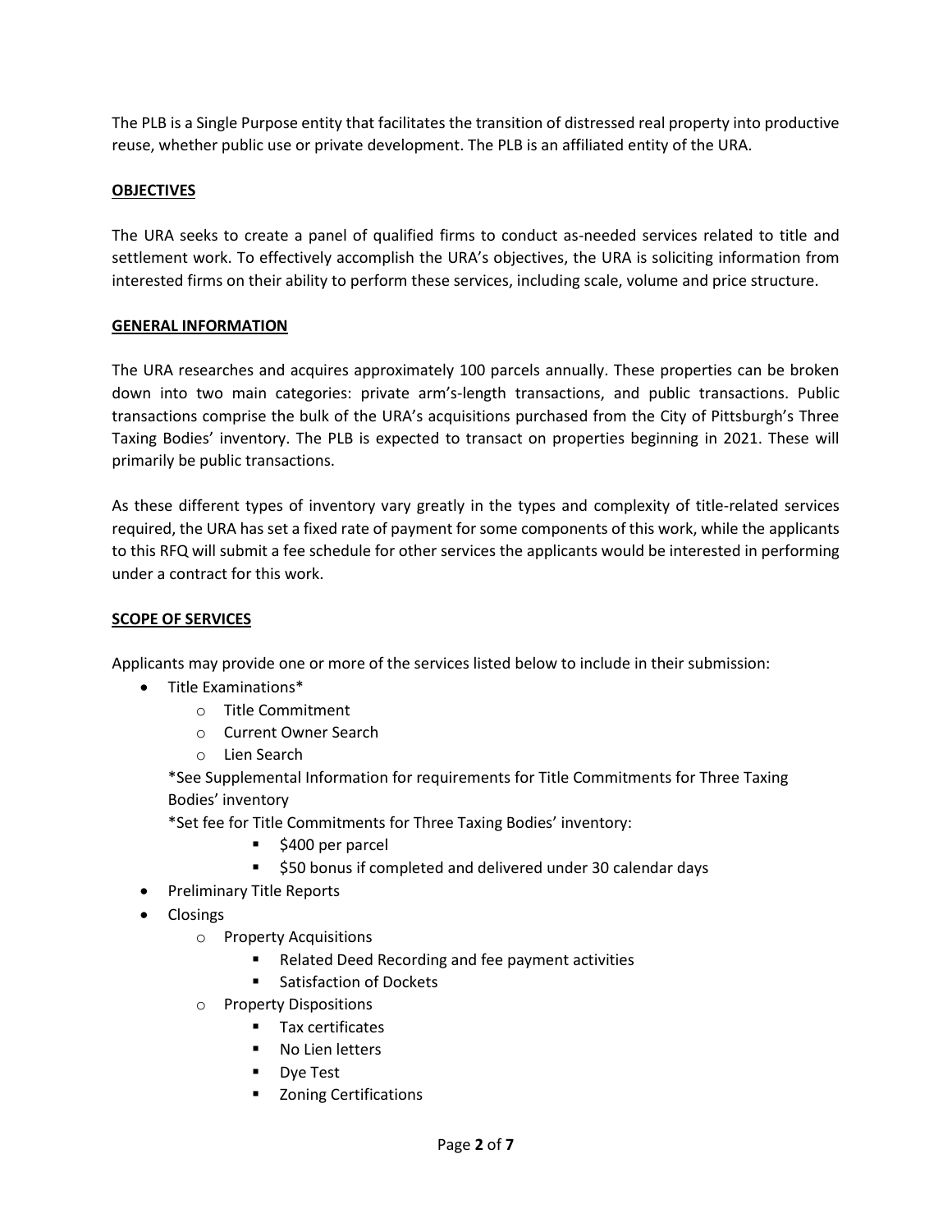The PLB is a Single Purpose entity that facilitates the transition of distressed real property into productive reuse, whether public use or private development. The PLB is an affiliated entity of the URA.

## OBJECTIVES

The URA seeks to create a panel of qualified firms to conduct as-needed services related to title and settlement work. To effectively accomplish the URA's objectives, the URA is soliciting information from interested firms on their ability to perform these services, including scale, volume and price structure.

## GENERAL INFORMATION

The URA researches and acquires approximately 100 parcels annually. These properties can be broken down into two main categories: private arm's-length transactions, and public transactions. Public transactions comprise the bulk of the URA's acquisitions purchased from the City of Pittsburgh's Three Taxing Bodies' inventory. The PLB is expected to transact on properties beginning in 2021. These will primarily be public transactions.

As these different types of inventory vary greatly in the types and complexity of title-related services required, the URA has set a fixed rate of payment for some components of this work, while the applicants to this RFQ will submit a fee schedule for other services the applicants would be interested in performing under a contract for this work.

## SCOPE OF SERVICES

Applicants may provide one or more of the services listed below to include in their submission:

- Title Examinations*
  - Title Commitment
  - Current Owner Search
  - Lien Search

  *See Supplemental Information for requirements for Title Commitments for Three Taxing Bodies' inventory

  *Set fee for Title Commitments for Three Taxing Bodies' inventory:
    - $400 per parcel
    - $50 bonus if completed and delivered under 30 calendar days
- Preliminary Title Reports
- Closings
  - Property Acquisitions
    - Related Deed Recording and fee payment activities
    - Satisfaction of Dockets
  - Property Dispositions
    - Tax certificates
    - No Lien letters
    - Dye Test
    - Zoning Certifications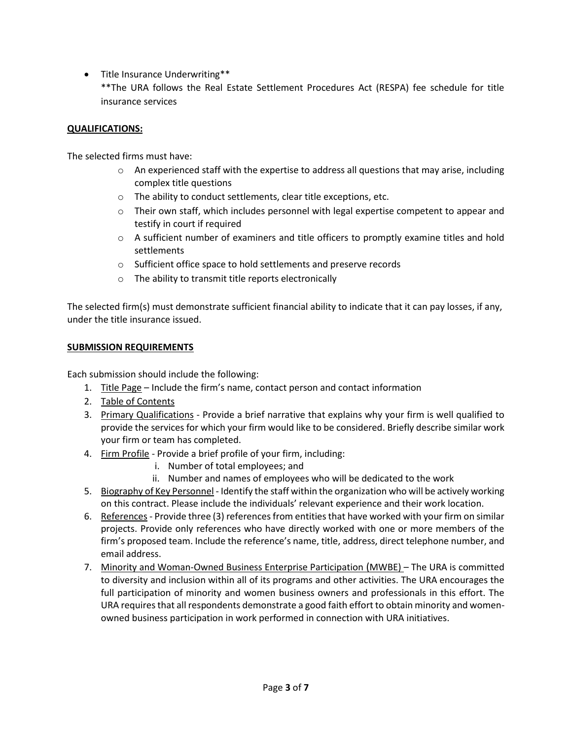- Title Insurance Underwriting**
  **The URA follows the Real Estate Settlement Procedures Act (RESPA) fee schedule for title insurance services

**QUALIFICATIONS:**

The selected firms must have:

- An experienced staff with the expertise to address all questions that may arise, including complex title questions
- The ability to conduct settlements, clear title exceptions, etc.
- Their own staff, which includes personnel with legal expertise competent to appear and testify in court if required
- A sufficient number of examiners and title officers to promptly examine titles and hold settlements
- Sufficient office space to hold settlements and preserve records
- The ability to transmit title reports electronically

The selected firm(s) must demonstrate sufficient financial ability to indicate that it can pay losses, if any, under the title insurance issued.

**SUBMISSION REQUIREMENTS**

Each submission should include the following:

1. Title Page – Include the firm's name, contact person and contact information
2. Table of Contents
3. Primary Qualifications - Provide a brief narrative that explains why your firm is well qualified to provide the services for which your firm would like to be considered. Briefly describe similar work your firm or team has completed.
4. Firm Profile - Provide a brief profile of your firm, including:
   i. Number of total employees; and
   ii. Number and names of employees who will be dedicated to the work
5. Biography of Key Personnel - Identify the staff within the organization who will be actively working on this contract. Please include the individuals' relevant experience and their work location.
6. References - Provide three (3) references from entities that have worked with your firm on similar projects. Provide only references who have directly worked with one or more members of the firm's proposed team. Include the reference's name, title, address, direct telephone number, and email address.
7. Minority and Woman-Owned Business Enterprise Participation (MWBE) – The URA is committed to diversity and inclusion within all of its programs and other activities. The URA encourages the full participation of minority and women business owners and professionals in this effort. The URA requires that all respondents demonstrate a good faith effort to obtain minority and women-owned business participation in work performed in connection with URA initiatives.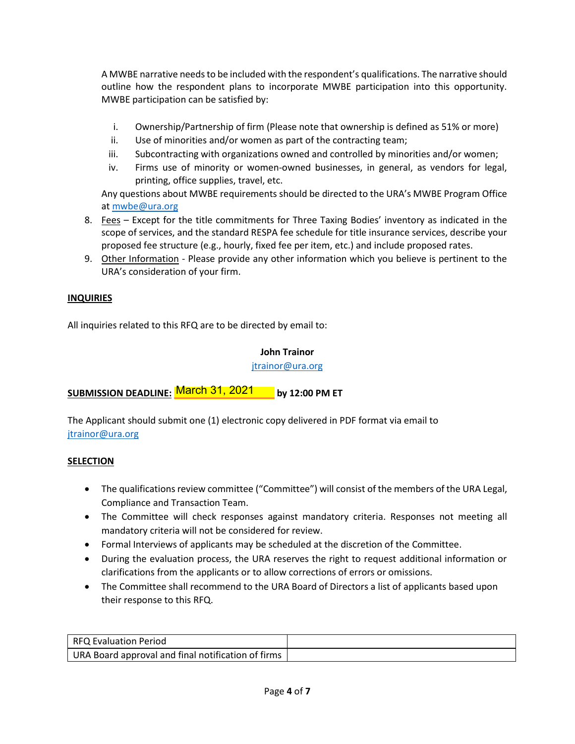A MWBE narrative needs to be included with the respondent's qualifications. The narrative should outline how the respondent plans to incorporate MWBE participation into this opportunity. MWBE participation can be satisfied by:

i. Ownership/Partnership of firm (Please note that ownership is defined as 51% or more)
ii. Use of minorities and/or women as part of the contracting team;
iii. Subcontracting with organizations owned and controlled by minorities and/or women;
iv. Firms use of minority or women-owned businesses, in general, as vendors for legal, printing, office supplies, travel, etc.

Any questions about MWBE requirements should be directed to the URA's MWBE Program Office at mwbe@ura.org

8. Fees – Except for the title commitments for Three Taxing Bodies' inventory as indicated in the scope of services, and the standard RESPA fee schedule for title insurance services, describe your proposed fee structure (e.g., hourly, fixed fee per item, etc.) and include proposed rates.
9. Other Information - Please provide any other information which you believe is pertinent to the URA's consideration of your firm.

**INQUIRIES**

All inquiries related to this RFQ are to be directed by email to:

**John Trainor**
jtrainor@ura.org

**SUBMISSION DEADLINE:** March 31, 2021 **by 12:00 PM ET**

The Applicant should submit one (1) electronic copy delivered in PDF format via email to jtrainor@ura.org

**SELECTION**

- The qualifications review committee ("Committee") will consist of the members of the URA Legal, Compliance and Transaction Team.
- The Committee will check responses against mandatory criteria. Responses not meeting all mandatory criteria will not be considered for review.
- Formal Interviews of applicants may be scheduled at the discretion of the Committee.
- During the evaluation process, the URA reserves the right to request additional information or clarifications from the applicants or to allow corrections of errors or omissions.
- The Committee shall recommend to the URA Board of Directors a list of applicants based upon their response to this RFQ.

| | |
|---|---|
| RFQ Evaluation Period | |
| URA Board approval and final notification of firms | |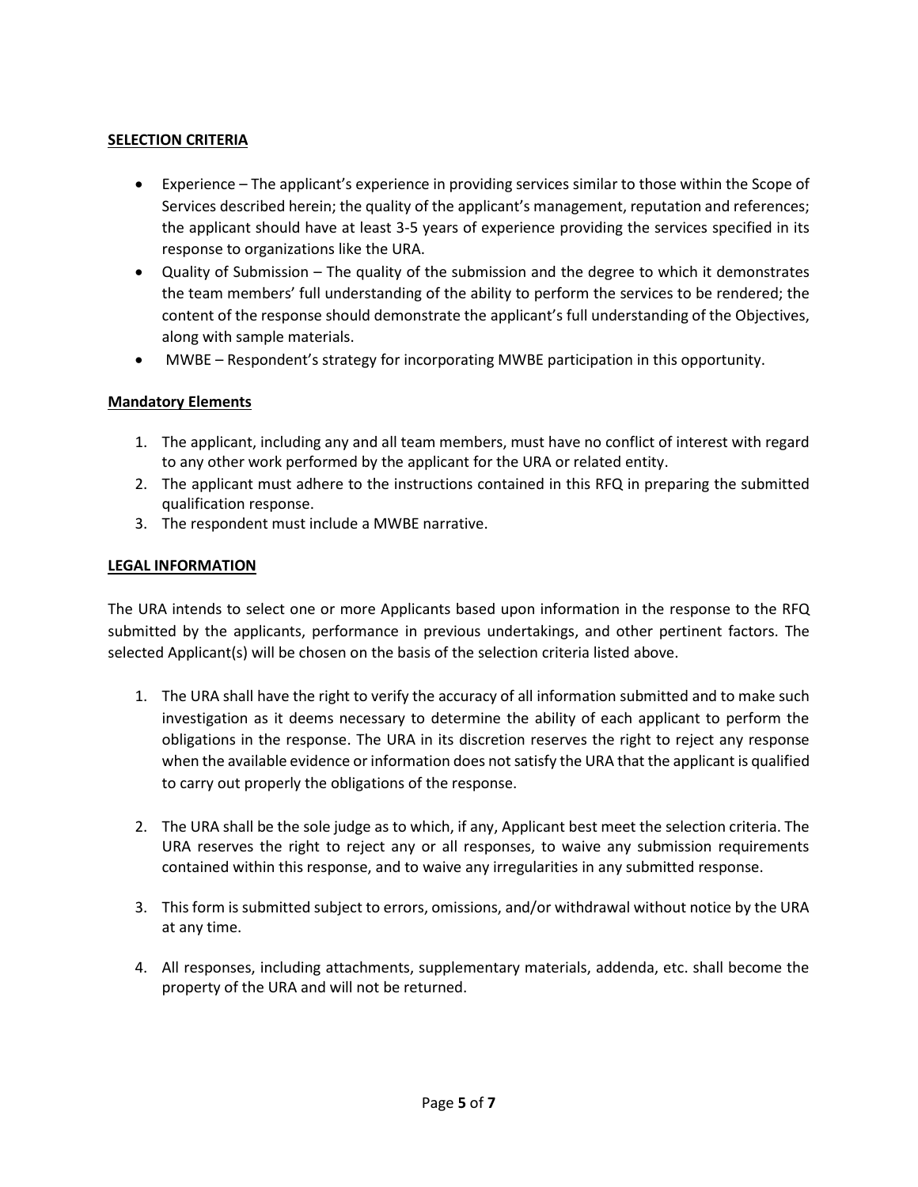## SELECTION CRITERIA

- Experience – The applicant's experience in providing services similar to those within the Scope of Services described herein; the quality of the applicant's management, reputation and references; the applicant should have at least 3-5 years of experience providing the services specified in its response to organizations like the URA.
- Quality of Submission – The quality of the submission and the degree to which it demonstrates the team members' full understanding of the ability to perform the services to be rendered; the content of the response should demonstrate the applicant's full understanding of the Objectives, along with sample materials.
- MWBE – Respondent's strategy for incorporating MWBE participation in this opportunity.

### Mandatory Elements

1. The applicant, including any and all team members, must have no conflict of interest with regard to any other work performed by the applicant for the URA or related entity.
2. The applicant must adhere to the instructions contained in this RFQ in preparing the submitted qualification response.
3. The respondent must include a MWBE narrative.

## LEGAL INFORMATION

The URA intends to select one or more Applicants based upon information in the response to the RFQ submitted by the applicants, performance in previous undertakings, and other pertinent factors. The selected Applicant(s) will be chosen on the basis of the selection criteria listed above.

1. The URA shall have the right to verify the accuracy of all information submitted and to make such investigation as it deems necessary to determine the ability of each applicant to perform the obligations in the response. The URA in its discretion reserves the right to reject any response when the available evidence or information does not satisfy the URA that the applicant is qualified to carry out properly the obligations of the response.

2. The URA shall be the sole judge as to which, if any, Applicant best meet the selection criteria. The URA reserves the right to reject any or all responses, to waive any submission requirements contained within this response, and to waive any irregularities in any submitted response.

3. This form is submitted subject to errors, omissions, and/or withdrawal without notice by the URA at any time.

4. All responses, including attachments, supplementary materials, addenda, etc. shall become the property of the URA and will not be returned.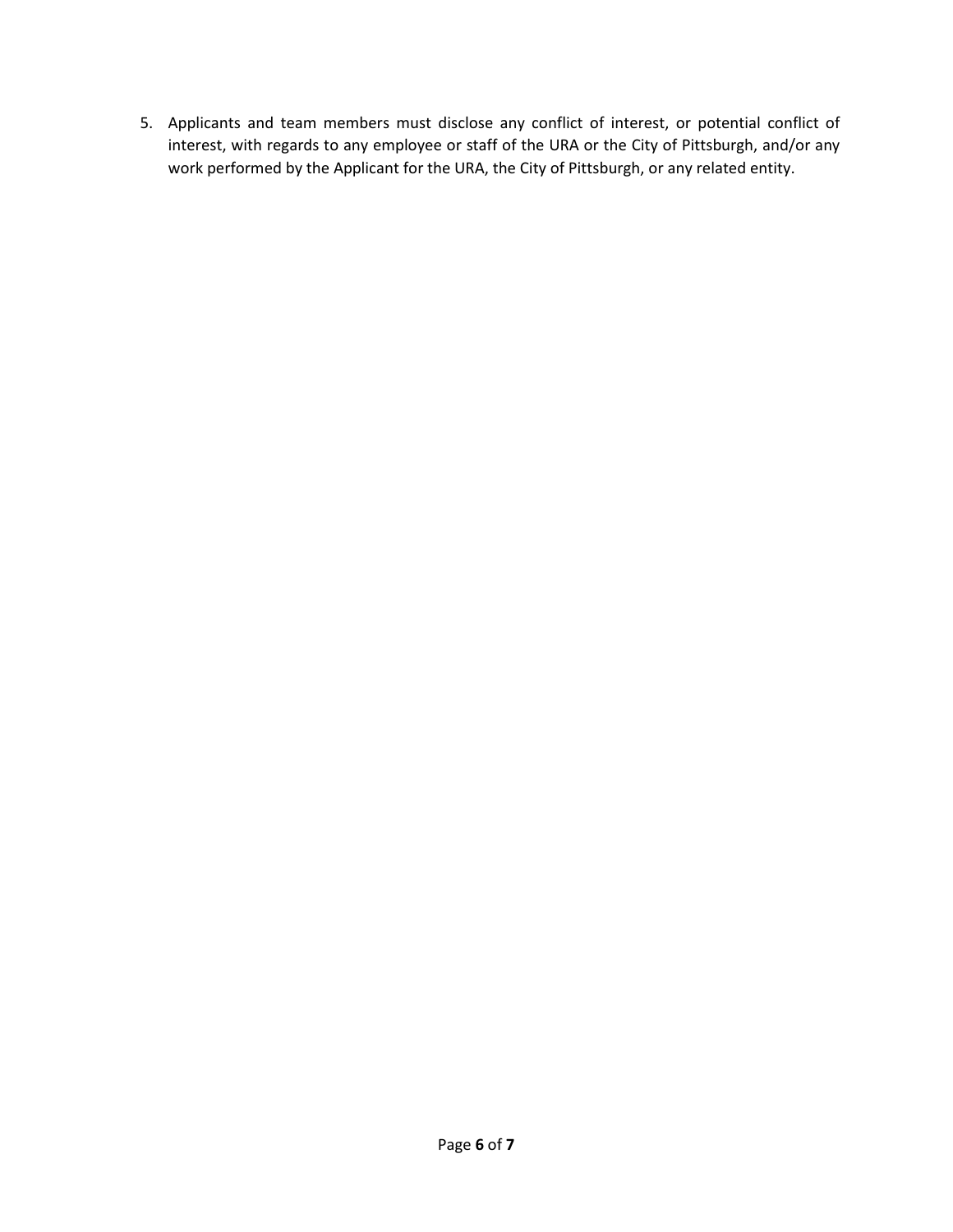5. Applicants and team members must disclose any conflict of interest, or potential conflict of interest, with regards to any employee or staff of the URA or the City of Pittsburgh, and/or any work performed by the Applicant for the URA, the City of Pittsburgh, or any related entity.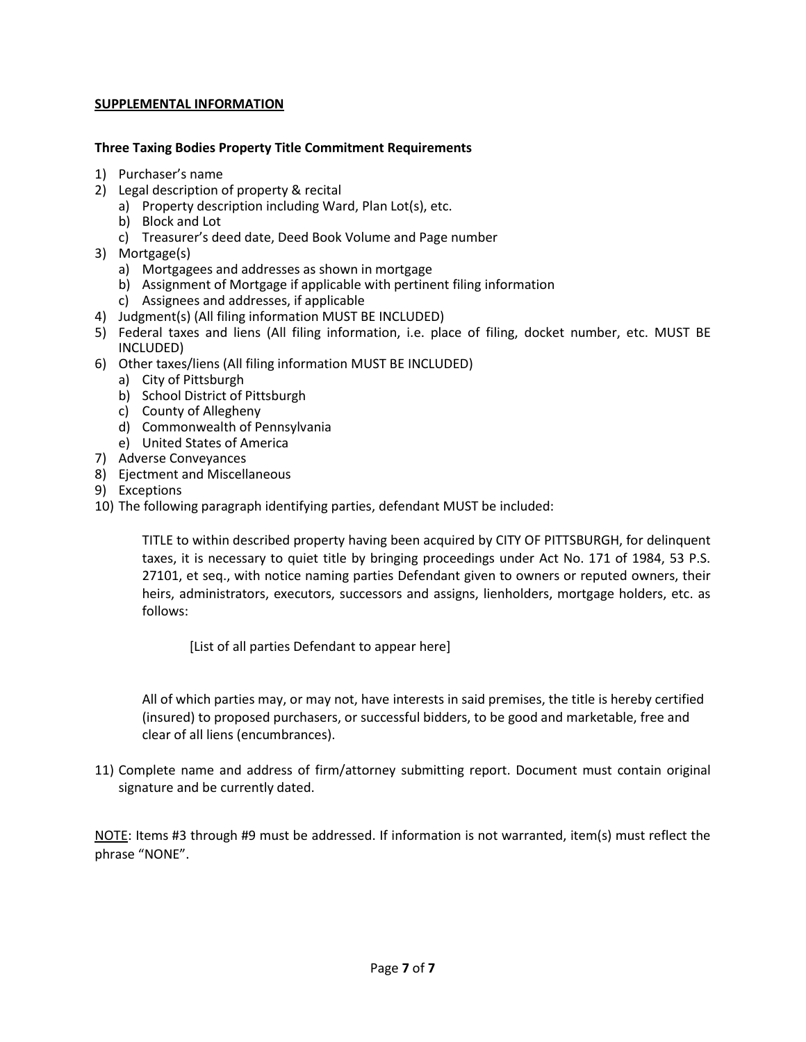**SUPPLEMENTAL INFORMATION**

**Three Taxing Bodies Property Title Commitment Requirements**

1) Purchaser's name
2) Legal description of property & recital
   a) Property description including Ward, Plan Lot(s), etc.
   b) Block and Lot
   c) Treasurer's deed date, Deed Book Volume and Page number
3) Mortgage(s)
   a) Mortgagees and addresses as shown in mortgage
   b) Assignment of Mortgage if applicable with pertinent filing information
   c) Assignees and addresses, if applicable
4) Judgment(s) (All filing information MUST BE INCLUDED)
5) Federal taxes and liens (All filing information, i.e. place of filing, docket number, etc. MUST BE INCLUDED)
6) Other taxes/liens (All filing information MUST BE INCLUDED)
   a) City of Pittsburgh
   b) School District of Pittsburgh
   c) County of Allegheny
   d) Commonwealth of Pennsylvania
   e) United States of America
7) Adverse Conveyances
8) Ejectment and Miscellaneous
9) Exceptions
10) The following paragraph identifying parties, defendant MUST be included:

    TITLE to within described property having been acquired by CITY OF PITTSBURGH, for delinquent taxes, it is necessary to quiet title by bringing proceedings under Act No. 171 of 1984, 53 P.S. 27101, et seq., with notice naming parties Defendant given to owners or reputed owners, their heirs, administrators, executors, successors and assigns, lienholders, mortgage holders, etc. as follows:

    [List of all parties Defendant to appear here]

    All of which parties may, or may not, have interests in said premises, the title is hereby certified (insured) to proposed purchasers, or successful bidders, to be good and marketable, free and clear of all liens (encumbrances).

11) Complete name and address of firm/attorney submitting report. Document must contain original signature and be currently dated.

<u>NOTE</u>: Items #3 through #9 must be addressed. If information is not warranted, item(s) must reflect the phrase "NONE".